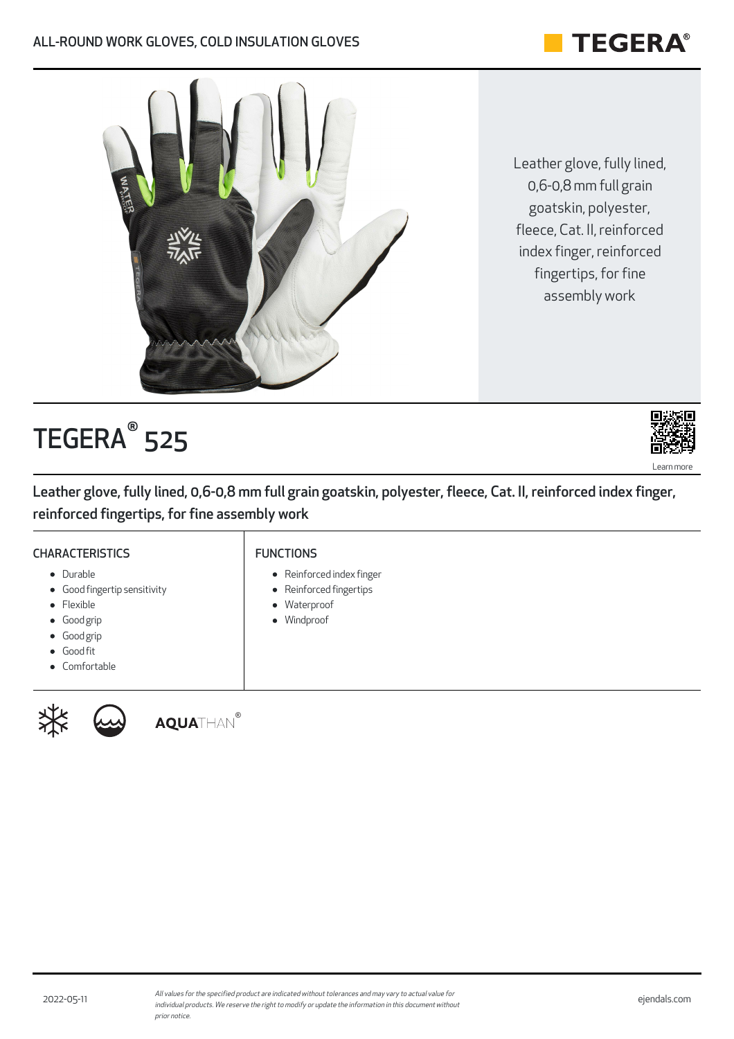ALL-ROUND WORK GLOVES, COLD INSULATION GLOVES

Leather glove, fully lined, 0,6-0,8 mm full grain goatskin, polyester, fleece, Cat. II, reinforced index finger, reinforced fingertips, for fine assembly work

# TEGERA® 525

Learn more

**Leather glove, fully lined, 0,6-0,8 mm full grain goatskin, polyester, fleece, Cat. II, reinforced index finger, reinforced fingertips, for fine assembly work**

## CHARACTERISTICS

- Durable
- Good fingertip sensitivity
- Flexible
- Good grip
- Good grip
- Good fit
- Comfortable

## FUNCTIONS

- Reinforced index finger
- Reinforced fingertips
- Waterproof
- Windproof

AQUATHAN®

2022-05-11

*All values for the specified product are indicated without tolerances and may vary to actual value for individual products. We reserve the right to modify or update the information in this document without prior notice.*

ejendals.com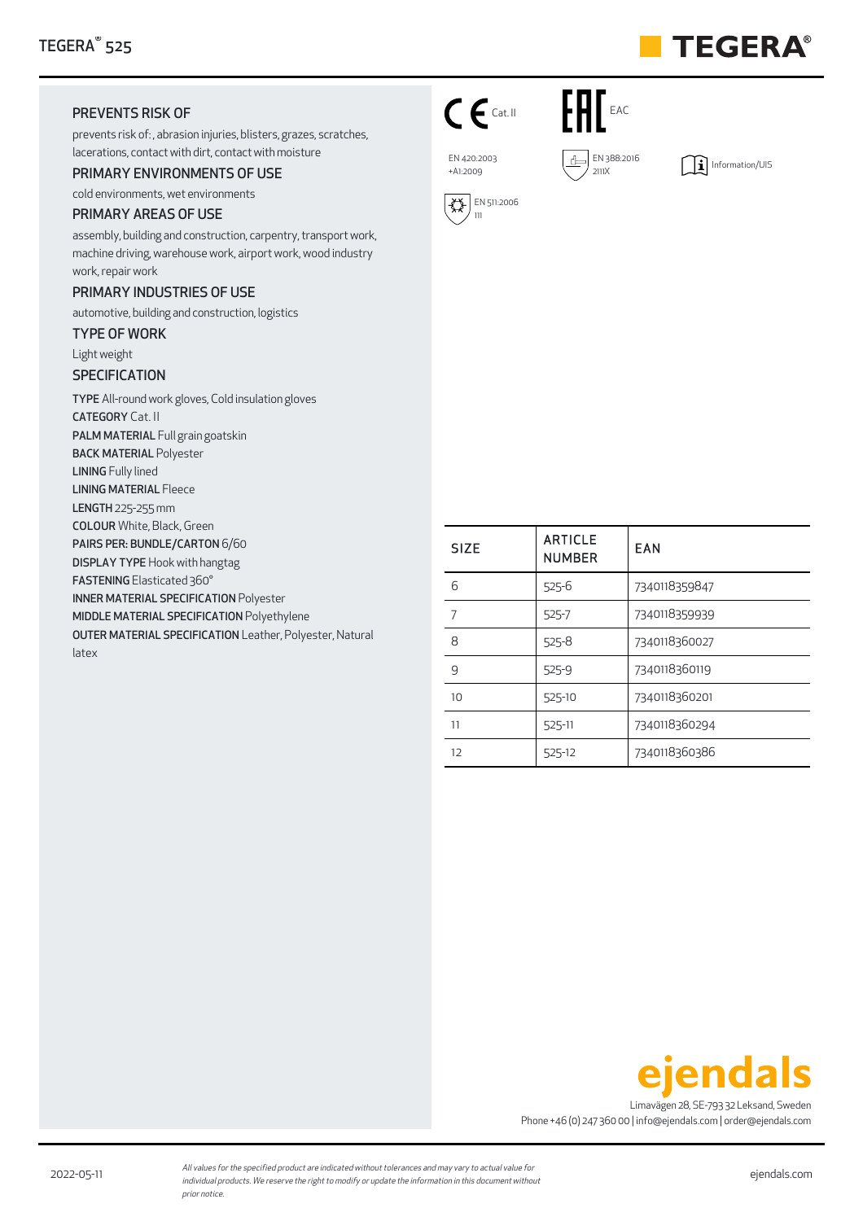# TEGERA® 525

## PREVENTS RISK OF

prevents risk of: , abrasion injuries, blisters, grazes, scratches, lacerations, contact with dirt, contact with moisture

## PRIMARY ENVIRONMENTS OF USE

cold environments, wet environments

## PRIMARY AREAS OF USE

assembly, building and construction, carpentry, transport work, machine driving, warehouse work, airport work, wood industry work, repair work

## PRIMARY INDUSTRIES OF USE

automotive, building and construction, logistics

## TYPE OF WORK

Light weight

## SPECIFICATION

**TYPE** All-round work gloves, Cold insulation gloves
**CATEGORY** Cat. II
**PALM MATERIAL** Full grain goatskin
**BACK MATERIAL** Polyester
**LINING** Fully lined
**LINING MATERIAL** Fleece
**LENGTH** 225-255 mm
**COLOUR** White, Black, Green
**PAIRS PER: BUNDLE/CARTON** 6/60
**DISPLAY TYPE** Hook with hangtag
**FASTENING** Elasticated 360°
**INNER MATERIAL SPECIFICATION** Polyester
**MIDDLE MATERIAL SPECIFICATION** Polyethylene
**OUTER MATERIAL SPECIFICATION** Leather, Polyester, Natural latex

CE Cat. II

EAC

EN 420:2003 +A1:2009

EN 388:2016 2111X

Information/UIS

EN 511:2006 111

| SIZE | ARTICLE NUMBER | EAN |
|---|---|---|
| 6 | 525-6 | 7340118359847 |
| 7 | 525-7 | 7340118359939 |
| 8 | 525-8 | 7340118360027 |
| 9 | 525-9 | 7340118360119 |
| 10 | 525-10 | 7340118360201 |
| 11 | 525-11 | 7340118360294 |
| 12 | 525-12 | 7340118360386 |

ejendals
Limavägen 28, SE-793 32 Leksand, Sweden
Phone +46 (0) 247 360 00 | info@ejendals.com | order@ejendals.com

2022-05-11

*All values for the specified product are indicated without tolerances and may vary to actual value for individual products. We reserve the right to modify or update the information in this document without prior notice.*

ejendals.com